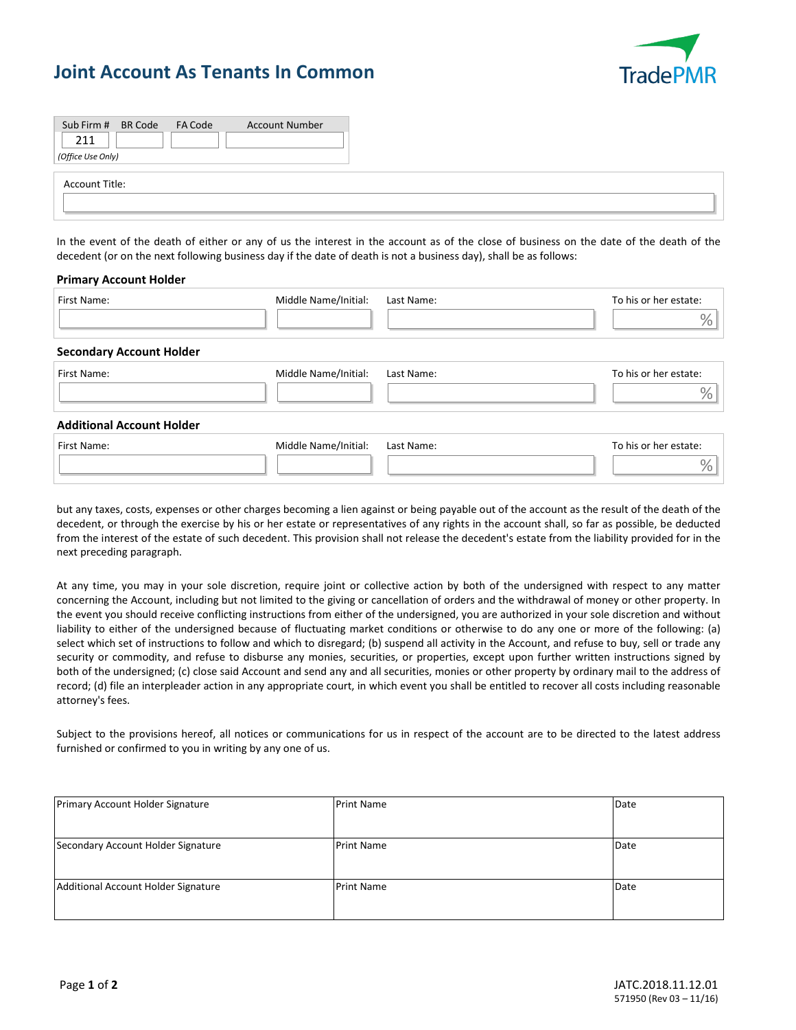# Joint Account As Tenants In Common

TradePMR

| Sub Firm # | BR Code | FA Code | Account Number |
| --- | --- | --- | --- |
| 211 | | | |

*(Office Use Only)*

Account Title:

In the event of the death of either or any of us the interest in the account as of the close of business on the date of the death of the decedent (or on the next following business day if the date of death is not a business day), shall be as follows:

**Primary Account Holder**

| First Name: | Middle Name/Initial: | Last Name: | To his or her estate: |
| --- | --- | --- | --- |
| | | | % |

**Secondary Account Holder**

| First Name: | Middle Name/Initial: | Last Name: | To his or her estate: |
| --- | --- | --- | --- |
| | | | % |

**Additional Account Holder**

| First Name: | Middle Name/Initial: | Last Name: | To his or her estate: |
| --- | --- | --- | --- |
| | | | % |

but any taxes, costs, expenses or other charges becoming a lien against or being payable out of the account as the result of the death of the decedent, or through the exercise by his or her estate or representatives of any rights in the account shall, so far as possible, be deducted from the interest of the estate of such decedent. This provision shall not release the decedent's estate from the liability provided for in the next preceding paragraph.

At any time, you may in your sole discretion, require joint or collective action by both of the undersigned with respect to any matter concerning the Account, including but not limited to the giving or cancellation of orders and the withdrawal of money or other property. In the event you should receive conflicting instructions from either of the undersigned, you are authorized in your sole discretion and without liability to either of the undersigned because of fluctuating market conditions or otherwise to do any one or more of the following: (a) select which set of instructions to follow and which to disregard; (b) suspend all activity in the Account, and refuse to buy, sell or trade any security or commodity, and refuse to disburse any monies, securities, or properties, except upon further written instructions signed by both of the undersigned; (c) close said Account and send any and all securities, monies or other property by ordinary mail to the address of record; (d) file an interpleader action in any appropriate court, in which event you shall be entitled to recover all costs including reasonable attorney's fees.

Subject to the provisions hereof, all notices or communications for us in respect of the account are to be directed to the latest address furnished or confirmed to you in writing by any one of us.

| Primary Account Holder Signature | Print Name | Date |
| --- | --- | --- |
| Secondary Account Holder Signature | Print Name | Date |
| Additional Account Holder Signature | Print Name | Date |

JATC.2018.11.12.01
571950 (Rev 03 – 11/16)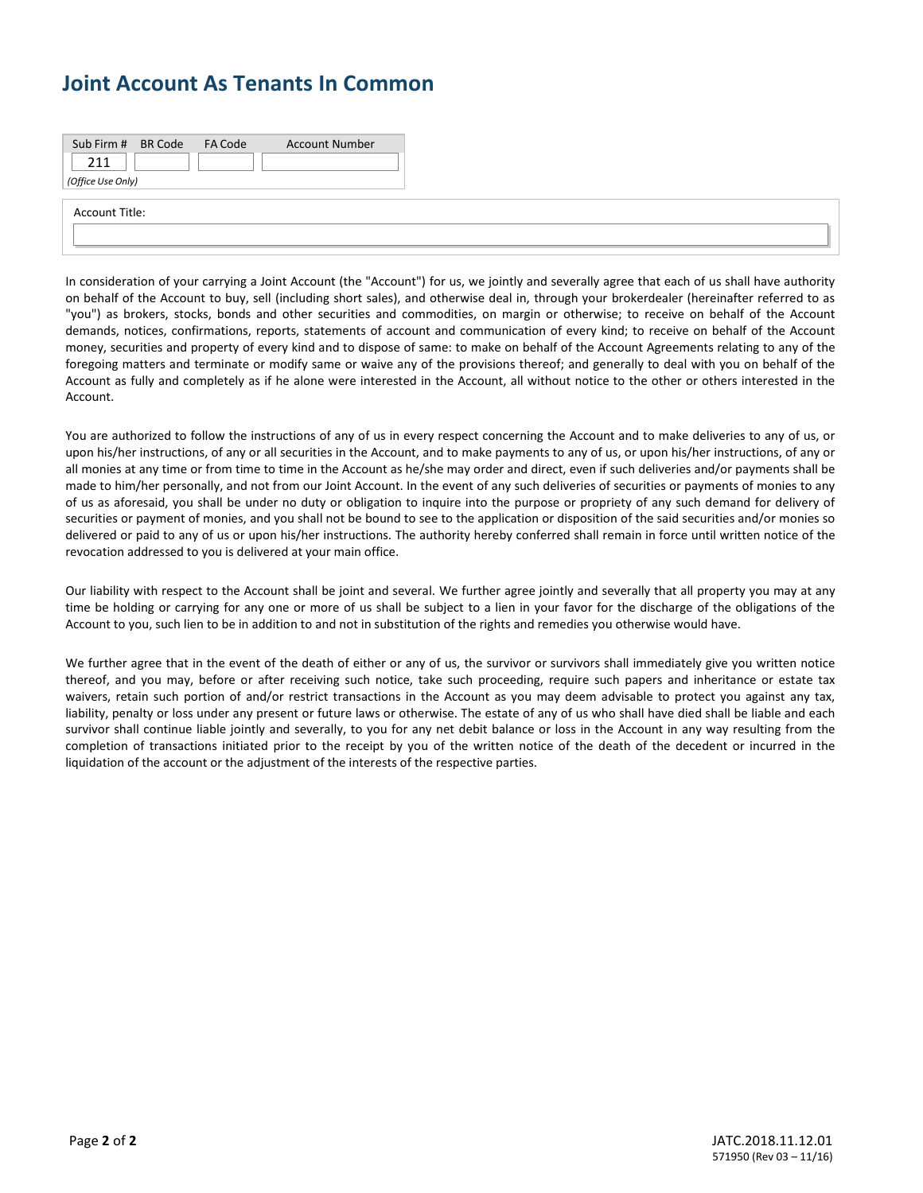# Joint Account As Tenants In Common

| Sub Firm # | BR Code | FA Code | Account Number |
| --- | --- | --- | --- |
| 211 | | | |

*(Office Use Only)*

Account Title:

In consideration of your carrying a Joint Account (the "Account") for us, we jointly and severally agree that each of us shall have authority on behalf of the Account to buy, sell (including short sales), and otherwise deal in, through your brokerdealer (hereinafter referred to as "you") as brokers, stocks, bonds and other securities and commodities, on margin or otherwise; to receive on behalf of the Account demands, notices, confirmations, reports, statements of account and communication of every kind; to receive on behalf of the Account money, securities and property of every kind and to dispose of same: to make on behalf of the Account Agreements relating to any of the foregoing matters and terminate or modify same or waive any of the provisions thereof; and generally to deal with you on behalf of the Account as fully and completely as if he alone were interested in the Account, all without notice to the other or others interested in the Account.

You are authorized to follow the instructions of any of us in every respect concerning the Account and to make deliveries to any of us, or upon his/her instructions, of any or all securities in the Account, and to make payments to any of us, or upon his/her instructions, of any or all monies at any time or from time to time in the Account as he/she may order and direct, even if such deliveries and/or payments shall be made to him/her personally, and not from our Joint Account. In the event of any such deliveries of securities or payments of monies to any of us as aforesaid, you shall be under no duty or obligation to inquire into the purpose or propriety of any such demand for delivery of securities or payment of monies, and you shall not be bound to see to the application or disposition of the said securities and/or monies so delivered or paid to any of us or upon his/her instructions. The authority hereby conferred shall remain in force until written notice of the revocation addressed to you is delivered at your main office.

Our liability with respect to the Account shall be joint and several. We further agree jointly and severally that all property you may at any time be holding or carrying for any one or more of us shall be subject to a lien in your favor for the discharge of the obligations of the Account to you, such lien to be in addition to and not in substitution of the rights and remedies you otherwise would have.

We further agree that in the event of the death of either or any of us, the survivor or survivors shall immediately give you written notice thereof, and you may, before or after receiving such notice, take such proceeding, require such papers and inheritance or estate tax waivers, retain such portion of and/or restrict transactions in the Account as you may deem advisable to protect you against any tax, liability, penalty or loss under any present or future laws or otherwise. The estate of any of us who shall have died shall be liable and each survivor shall continue liable jointly and severally, to you for any net debit balance or loss in the Account in any way resulting from the completion of transactions initiated prior to the receipt by you of the written notice of the death of the decedent or incurred in the liquidation of the account or the adjustment of the interests of the respective parties.

JATC.2018.11.12.01
571950 (Rev 03 – 11/16)